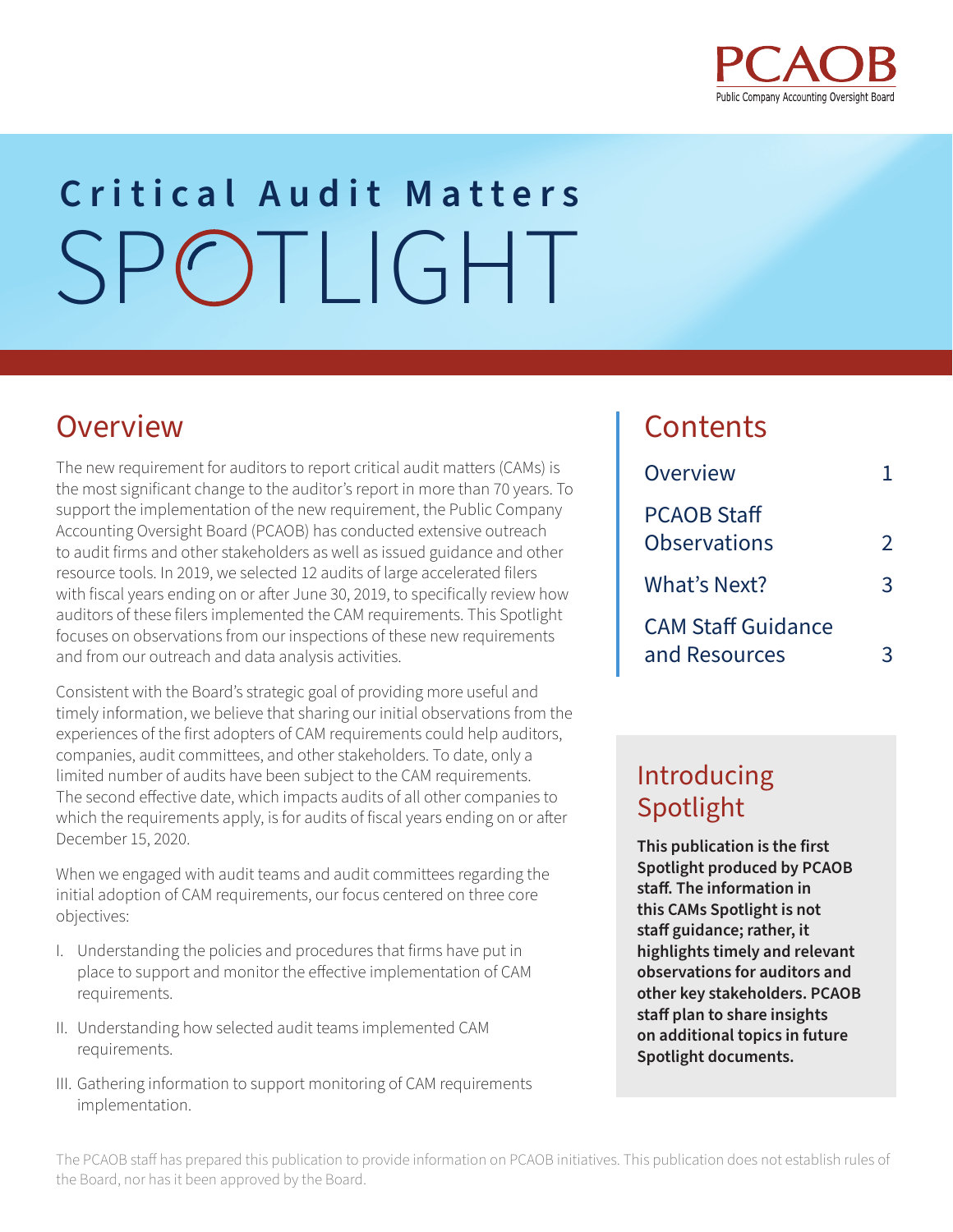PCAOB
Public Company Accounting Oversight Board

# Critical Audit Matters SPOTLIGHT

## Overview

The new requirement for auditors to report critical audit matters (CAMs) is the most significant change to the auditor's report in more than 70 years. To support the implementation of the new requirement, the Public Company Accounting Oversight Board (PCAOB) has conducted extensive outreach to audit firms and other stakeholders as well as issued guidance and other resource tools. In 2019, we selected 12 audits of large accelerated filers with fiscal years ending on or after June 30, 2019, to specifically review how auditors of these filers implemented the CAM requirements. This Spotlight focuses on observations from our inspections of these new requirements and from our outreach and data analysis activities.

Consistent with the Board's strategic goal of providing more useful and timely information, we believe that sharing our initial observations from the experiences of the first adopters of CAM requirements could help auditors, companies, audit committees, and other stakeholders. To date, only a limited number of audits have been subject to the CAM requirements. The second effective date, which impacts audits of all other companies to which the requirements apply, is for audits of fiscal years ending on or after December 15, 2020.

When we engaged with audit teams and audit committees regarding the initial adoption of CAM requirements, our focus centered on three core objectives:

I. Understanding the policies and procedures that firms have put in place to support and monitor the effective implementation of CAM requirements.

II. Understanding how selected audit teams implemented CAM requirements.

III. Gathering information to support monitoring of CAM requirements implementation.

## Contents

| | |
|---|---|
| Overview | 1 |
| PCAOB Staff Observations | 2 |
| What's Next? | 3 |
| CAM Staff Guidance and Resources | 3 |

## Introducing Spotlight

**This publication is the first Spotlight produced by PCAOB staff. The information in this CAMs Spotlight is not staff guidance; rather, it highlights timely and relevant observations for auditors and other key stakeholders. PCAOB staff plan to share insights on additional topics in future Spotlight documents.**

The PCAOB staff has prepared this publication to provide information on PCAOB initiatives. This publication does not establish rules of the Board, nor has it been approved by the Board.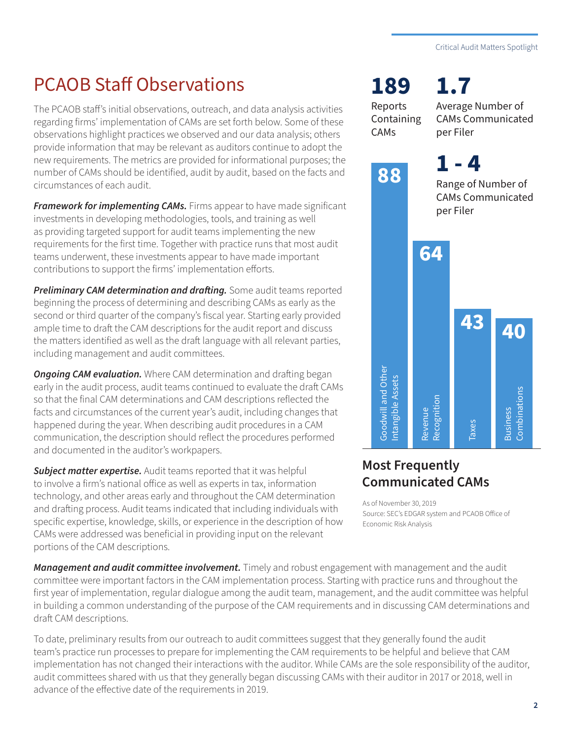# PCAOB Staff Observations

The PCAOB staff's initial observations, outreach, and data analysis activities regarding firms' implementation of CAMs are set forth below. Some of these observations highlight practices we observed and our data analysis; others provide information that may be relevant as auditors continue to adopt the new requirements. The metrics are provided for informational purposes; the number of CAMs should be identified, audit by audit, based on the facts and circumstances of each audit.

***Framework for implementing CAMs.*** Firms appear to have made significant investments in developing methodologies, tools, and training as well as providing targeted support for audit teams implementing the new requirements for the first time. Together with practice runs that most audit teams underwent, these investments appear to have made important contributions to support the firms' implementation efforts.

***Preliminary CAM determination and drafting.*** Some audit teams reported beginning the process of determining and describing CAMs as early as the second or third quarter of the company's fiscal year. Starting early provided ample time to draft the CAM descriptions for the audit report and discuss the matters identified as well as the draft language with all relevant parties, including management and audit committees.

***Ongoing CAM evaluation.*** Where CAM determination and drafting began early in the audit process, audit teams continued to evaluate the draft CAMs so that the final CAM determinations and CAM descriptions reflected the facts and circumstances of the current year's audit, including changes that happened during the year. When describing audit procedures in a CAM communication, the description should reflect the procedures performed and documented in the auditor's workpapers.

***Subject matter expertise.*** Audit teams reported that it was helpful to involve a firm's national office as well as experts in tax, information technology, and other areas early and throughout the CAM determination and drafting process. Audit teams indicated that including individuals with specific expertise, knowledge, skills, or experience in the description of how CAMs were addressed was beneficial in providing input on the relevant portions of the CAM descriptions.

**189** Reports Containing CAMs

**1.7** Average Number of CAMs Communicated per Filer

**1 - 4** Range of Number of CAMs Communicated per Filer

| Most Frequently Communicated CAMs | Count |
|---|---|
| Goodwill and Other Intangible Assets | 88 |
| Revenue Recognition | 64 |
| Taxes | 43 |
| Business Combinations | 40 |

### Most Frequently Communicated CAMs

As of November 30, 2019
Source: SEC's EDGAR system and PCAOB Office of Economic Risk Analysis

***Management and audit committee involvement.*** Timely and robust engagement with management and the audit committee were important factors in the CAM implementation process. Starting with practice runs and throughout the first year of implementation, regular dialogue among the audit team, management, and the audit committee was helpful in building a common understanding of the purpose of the CAM requirements and in discussing CAM determinations and draft CAM descriptions.

To date, preliminary results from our outreach to audit committees suggest that they generally found the audit team's practice run processes to prepare for implementing the CAM requirements to be helpful and believe that CAM implementation has not changed their interactions with the auditor. While CAMs are the sole responsibility of the auditor, audit committees shared with us that they generally began discussing CAMs with their auditor in 2017 or 2018, well in advance of the effective date of the requirements in 2019.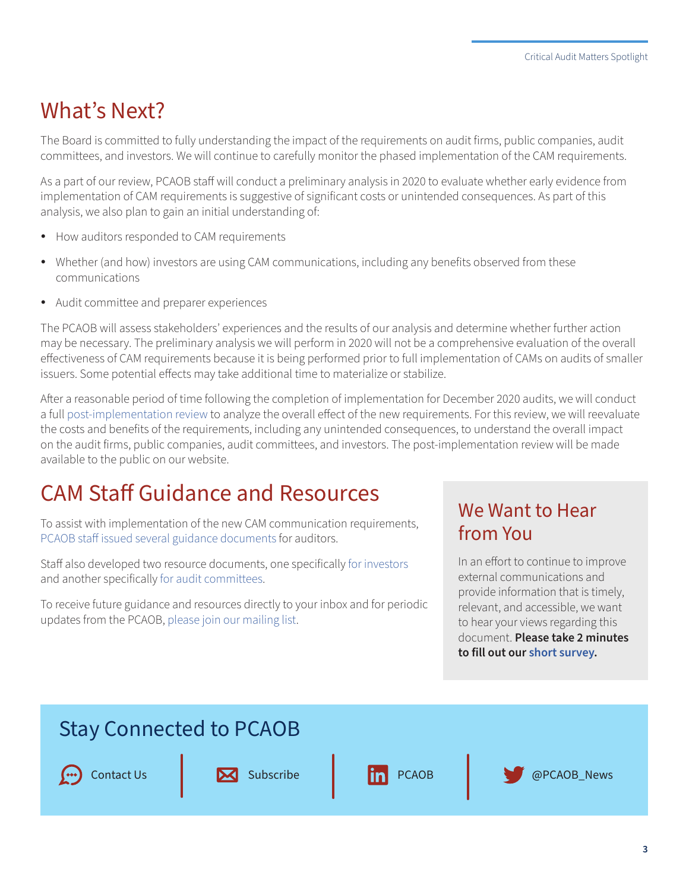## What's Next?

The Board is committed to fully understanding the impact of the requirements on audit firms, public companies, audit committees, and investors. We will continue to carefully monitor the phased implementation of the CAM requirements.

As a part of our review, PCAOB staff will conduct a preliminary analysis in 2020 to evaluate whether early evidence from implementation of CAM requirements is suggestive of significant costs or unintended consequences. As part of this analysis, we also plan to gain an initial understanding of:

- How auditors responded to CAM requirements
- Whether (and how) investors are using CAM communications, including any benefits observed from these communications
- Audit committee and preparer experiences

The PCAOB will assess stakeholders' experiences and the results of our analysis and determine whether further action may be necessary. The preliminary analysis we will perform in 2020 will not be a comprehensive evaluation of the overall effectiveness of CAM requirements because it is being performed prior to full implementation of CAMs on audits of smaller issuers. Some potential effects may take additional time to materialize or stabilize.

After a reasonable period of time following the completion of implementation for December 2020 audits, we will conduct a full post-implementation review to analyze the overall effect of the new requirements. For this review, we will reevaluate the costs and benefits of the requirements, including any unintended consequences, to understand the overall impact on the audit firms, public companies, audit committees, and investors. The post-implementation review will be made available to the public on our website.

## CAM Staff Guidance and Resources

To assist with implementation of the new CAM communication requirements, PCAOB staff issued several guidance documents for auditors.

Staff also developed two resource documents, one specifically for investors and another specifically for audit committees.

To receive future guidance and resources directly to your inbox and for periodic updates from the PCAOB, please join our mailing list.

### We Want to Hear from You

In an effort to continue to improve external communications and provide information that is timely, relevant, and accessible, we want to hear your views regarding this document. **Please take 2 minutes to fill out our short survey.**

## Stay Connected to PCAOB

Contact Us | Subscribe | PCAOB | @PCAOB_News